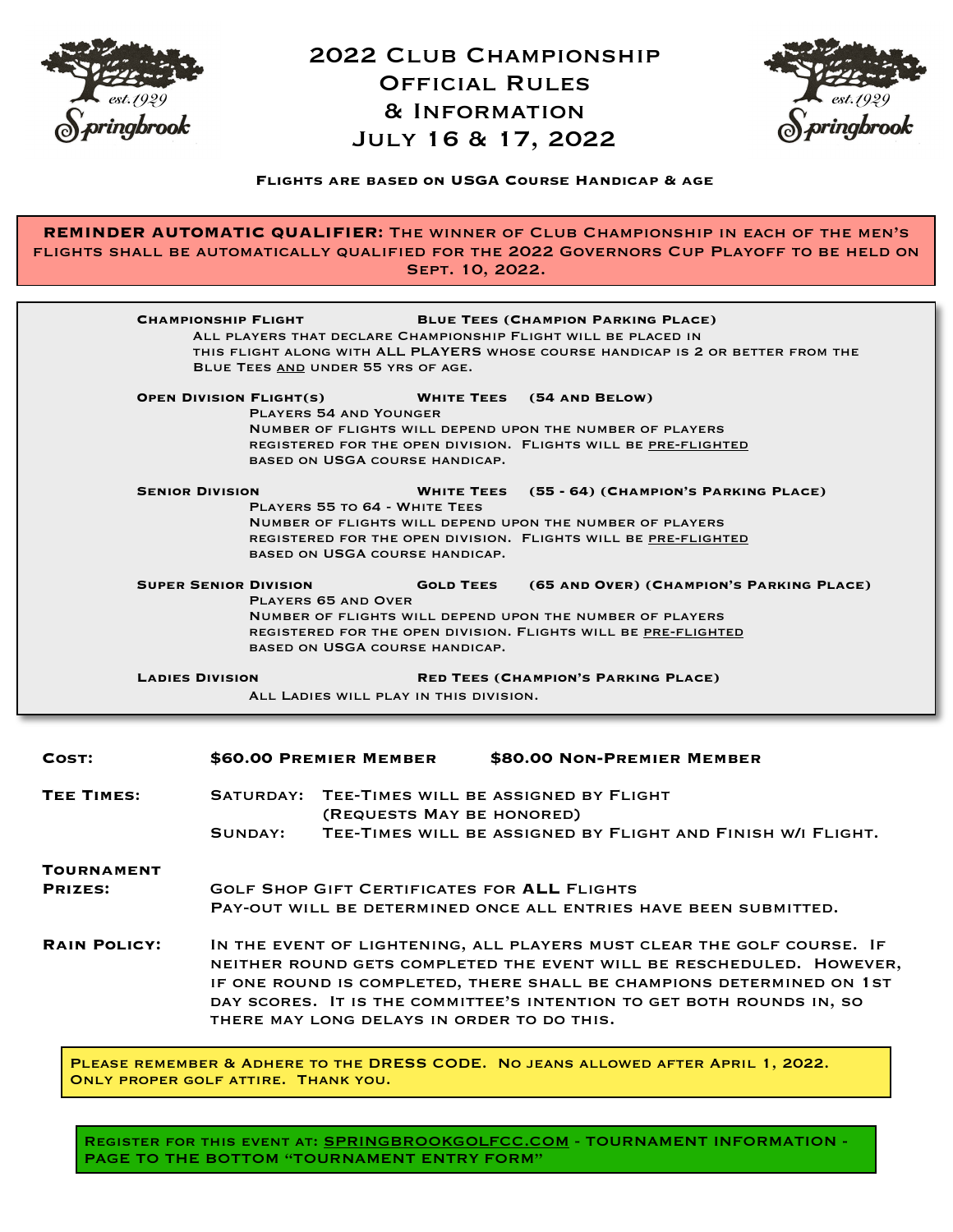# 2022 Club Championship Official Rules & Information July 16 & 17, 2022

**Flights are based on USGA Course Handicap & age**

**REMINDER AUTOMATIC QUALIFIER:** The winner of Club Championship in each of the men's flights shall be automatically qualified for the 2022 Governors Cup Playoff to be held on Sept. 10, 2022.

**Championship Flight** — **Blue Tees (Champion Parking Place)**

All players that declare Championship Flight will be placed in this flight along with ALL PLAYERS whose course handicap is 2 or better from the Blue Tees <u>and</u> under 55 yrs of age.

**Open Division Flight(s)** — **White Tees (54 and Below)**

Players 54 and Younger

Number of flights will depend upon the number of players registered for the open division. Flights will be <u>pre-flighted</u> based on USGA course handicap.

**Senior Division** — **White Tees (55 - 64) (Champion's Parking Place)**

Players 55 to 64 - White Tees

Number of flights will depend upon the number of players registered for the open division. Flights will be <u>pre-flighted</u> based on USGA course handicap.

**Super Senior Division** — **Gold Tees (65 and Over) (Champion's Parking Place)**

Players 65 and Over

Number of flights will depend upon the number of players registered for the open division. Flights will be <u>pre-flighted</u> based on USGA course handicap.

**Ladies Division** — **Red Tees (Champion's Parking Place)**

All Ladies will play in this division.

**Cost:** **$60.00 Premier Member** **$80.00 Non-Premier Member**

**Tee Times:**
- Saturday: Tee-Times will be assigned by Flight (Requests May be honored)
- Sunday: Tee-Times will be assigned by Flight and Finish w/i Flight.

**Tournament Prizes:** Golf Shop Gift Certificates for **ALL** Flights
Pay-out will be determined once all entries have been submitted.

**Rain Policy:** In the event of lightening, all players must clear the golf course. If neither round gets completed the event will be rescheduled. However, if one round is completed, there shall be champions determined on 1st day scores. It is the committee's intention to get both rounds in, so there may long delays in order to do this.

Please remember & Adhere to the **DRESS CODE**. No jeans allowed after April 1, 2022. Only proper golf attire. Thank you.

Register for this event at: <u>SPRINGBROOKGOLFCC.COM</u> - TOURNAMENT INFORMATION - PAGE TO THE BOTTOM "TOURNAMENT ENTRY FORM"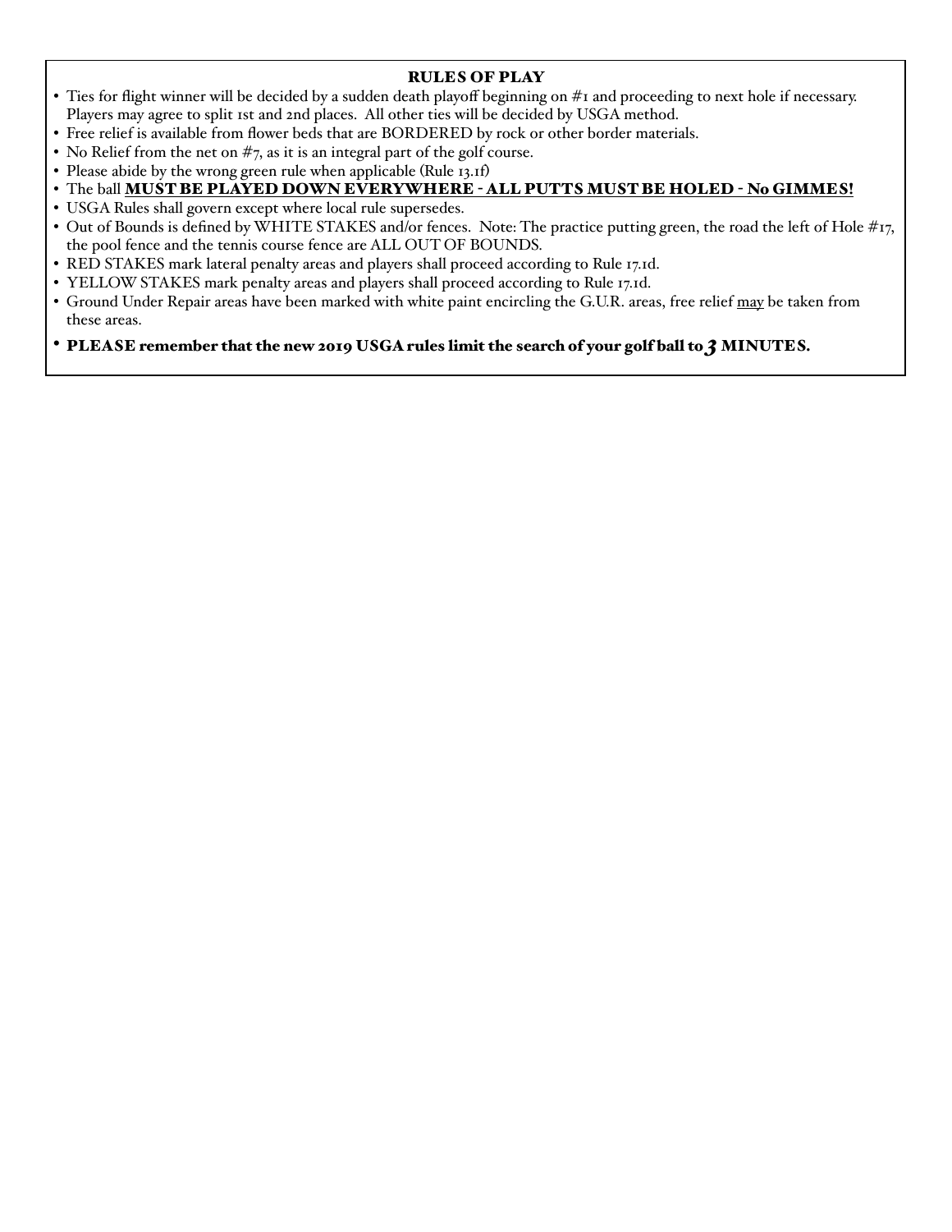## RULES OF PLAY

- Ties for flight winner will be decided by a sudden death playoff beginning on #1 and proceeding to next hole if necessary. Players may agree to split 1st and 2nd places. All other ties will be decided by USGA method.
- Free relief is available from flower beds that are BORDERED by rock or other border materials.
- No Relief from the net on #7, as it is an integral part of the golf course.
- Please abide by the wrong green rule when applicable (Rule 13.1f)
- The ball **MUST BE PLAYED DOWN EVERYWHERE - ALL PUTTS MUST BE HOLED - No GIMMES!**
- USGA Rules shall govern except where local rule supersedes.
- Out of Bounds is defined by WHITE STAKES and/or fences. Note: The practice putting green, the road the left of Hole #17, the pool fence and the tennis course fence are ALL OUT OF BOUNDS.
- RED STAKES mark lateral penalty areas and players shall proceed according to Rule 17.1d.
- YELLOW STAKES mark penalty areas and players shall proceed according to Rule 17.1d.
- Ground Under Repair areas have been marked with white paint encircling the G.U.R. areas, free relief may be taken from these areas.
- **PLEASE remember that the new 2019 USGA rules limit the search of your golf ball to *3* MINUTES.**